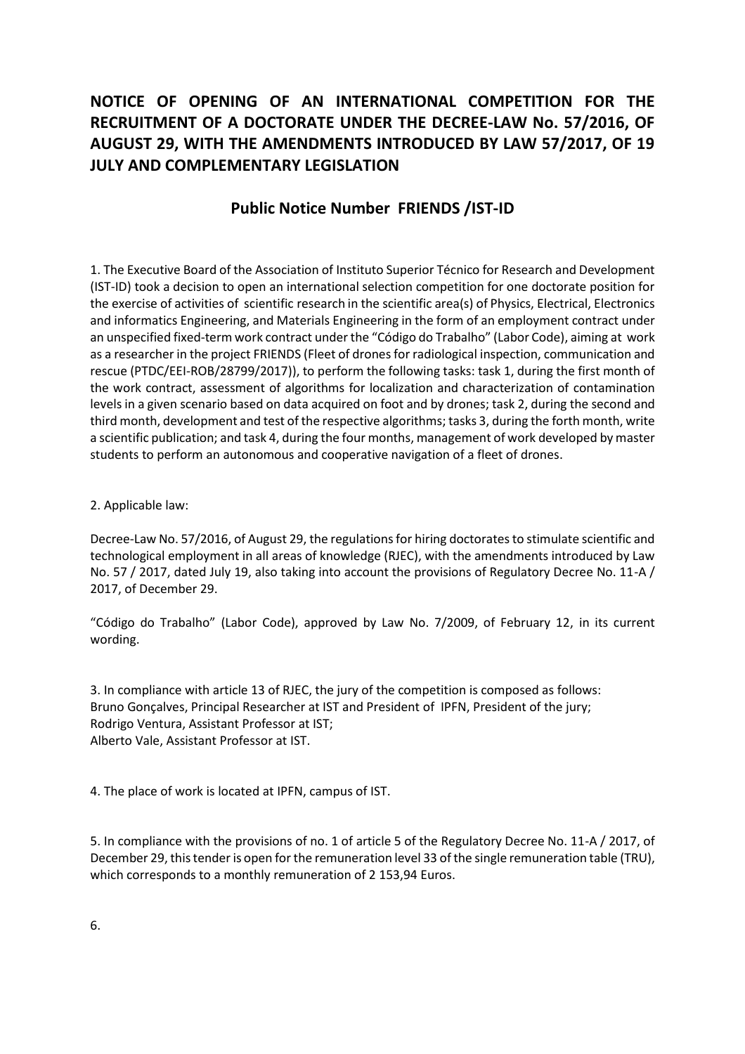# NOTICE OF OPENING OF AN INTERNATIONAL COMPETITION FOR THE RECRUITMENT OF A DOCTORATE UNDER THE DECREE-LAW No. 57/2016, OF AUGUST 29, WITH THE AMENDMENTS INTRODUCED BY LAW 57/2017, OF 19 JULY AND COMPLEMENTARY LEGISLATION

## Public Notice Number FRIENDS /IST-ID

1. The Executive Board of the Association of Instituto Superior Técnico for Research and Development (IST-ID) took a decision to open an international selection competition for one doctorate position for the exercise of activities of scientific research in the scientific area(s) of Physics, Electrical, Electronics and informatics Engineering, and Materials Engineering in the form of an employment contract under an unspecified fixed-term work contract under the "Código do Trabalho" (Labor Code), aiming at work as a researcher in the project FRIENDS (Fleet of drones for radiological inspection, communication and rescue (PTDC/EEI-ROB/28799/2017)), to perform the following tasks: task 1, during the first month of the work contract, assessment of algorithms for localization and characterization of contamination levels in a given scenario based on data acquired on foot and by drones; task 2, during the second and third month, development and test of the respective algorithms; tasks 3, during the forth month, write a scientific publication; and task 4, during the four months, management of work developed by master students to perform an autonomous and cooperative navigation of a fleet of drones.

2. Applicable law:

Decree-Law No. 57/2016, of August 29, the regulations for hiring doctorates to stimulate scientific and technological employment in all areas of knowledge (RJEC), with the amendments introduced by Law No. 57 / 2017, dated July 19, also taking into account the provisions of Regulatory Decree No. 11-A / 2017, of December 29.

"Código do Trabalho" (Labor Code), approved by Law No. 7/2009, of February 12, in its current wording.

3. In compliance with article 13 of RJEC, the jury of the competition is composed as follows:
Bruno Gonçalves, Principal Researcher at IST and President of IPFN, President of the jury;
Rodrigo Ventura, Assistant Professor at IST;
Alberto Vale, Assistant Professor at IST.

4. The place of work is located at IPFN, campus of IST.

5. In compliance with the provisions of no. 1 of article 5 of the Regulatory Decree No. 11-A / 2017, of December 29, this tender is open for the remuneration level 33 of the single remuneration table (TRU), which corresponds to a monthly remuneration of 2 153,94 Euros.

6.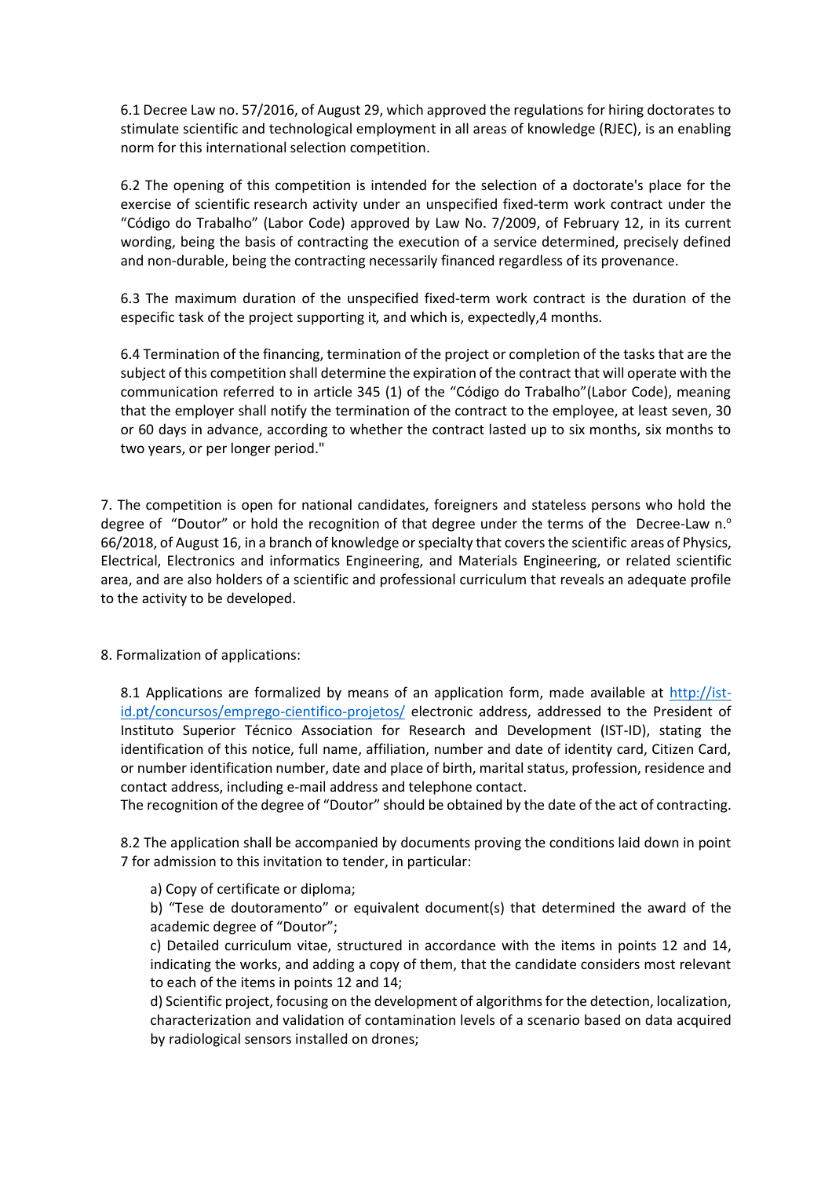6.1 Decree Law no. 57/2016, of August 29, which approved the regulations for hiring doctorates to stimulate scientific and technological employment in all areas of knowledge (RJEC), is an enabling norm for this international selection competition.

6.2 The opening of this competition is intended for the selection of a doctorate's place for the exercise of scientific research activity under an unspecified fixed-term work contract under the "Código do Trabalho" (Labor Code) approved by Law No. 7/2009, of February 12, in its current wording, being the basis of contracting the execution of a service determined, precisely defined and non-durable, being the contracting necessarily financed regardless of its provenance.

6.3 The maximum duration of the unspecified fixed-term work contract is the duration of the especific task of the project supporting it, and which is, expectedly,4 months.

6.4 Termination of the financing, termination of the project or completion of the tasks that are the subject of this competition shall determine the expiration of the contract that will operate with the communication referred to in article 345 (1) of the "Código do Trabalho"(Labor Code), meaning that the employer shall notify the termination of the contract to the employee, at least seven, 30 or 60 days in advance, according to whether the contract lasted up to six months, six months to two years, or per longer period."

7. The competition is open for national candidates, foreigners and stateless persons who hold the degree of "Doutor" or hold the recognition of that degree under the terms of the Decree-Law n.º 66/2018, of August 16, in a branch of knowledge or specialty that covers the scientific areas of Physics, Electrical, Electronics and informatics Engineering, and Materials Engineering, or related scientific area, and are also holders of a scientific and professional curriculum that reveals an adequate profile to the activity to be developed.

8. Formalization of applications:

8.1 Applications are formalized by means of an application form, made available at http://ist-id.pt/concursos/emprego-cientifico-projetos/ electronic address, addressed to the President of Instituto Superior Técnico Association for Research and Development (IST-ID), stating the identification of this notice, full name, affiliation, number and date of identity card, Citizen Card, or number identification number, date and place of birth, marital status, profession, residence and contact address, including e-mail address and telephone contact.
The recognition of the degree of "Doutor" should be obtained by the date of the act of contracting.

8.2 The application shall be accompanied by documents proving the conditions laid down in point 7 for admission to this invitation to tender, in particular:

a) Copy of certificate or diploma;
b) "Tese de doutoramento" or equivalent document(s) that determined the award of the academic degree of "Doutor";
c) Detailed curriculum vitae, structured in accordance with the items in points 12 and 14, indicating the works, and adding a copy of them, that the candidate considers most relevant to each of the items in points 12 and 14;
d) Scientific project, focusing on the development of algorithms for the detection, localization, characterization and validation of contamination levels of a scenario based on data acquired by radiological sensors installed on drones;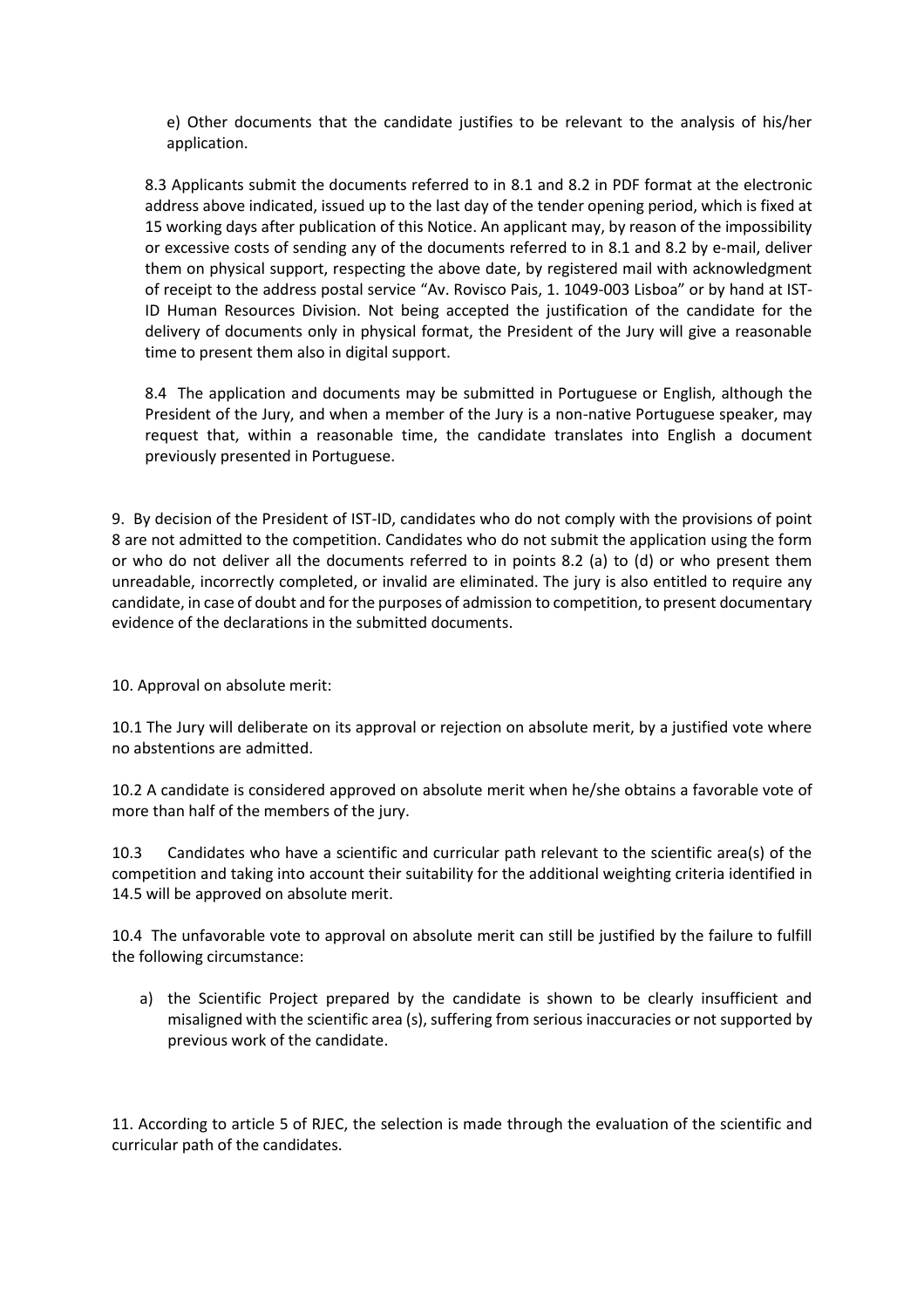e) Other documents that the candidate justifies to be relevant to the analysis of his/her application.

8.3 Applicants submit the documents referred to in 8.1 and 8.2 in PDF format at the electronic address above indicated, issued up to the last day of the tender opening period, which is fixed at 15 working days after publication of this Notice. An applicant may, by reason of the impossibility or excessive costs of sending any of the documents referred to in 8.1 and 8.2 by e-mail, deliver them on physical support, respecting the above date, by registered mail with acknowledgment of receipt to the address postal service "Av. Rovisco Pais, 1. 1049-003 Lisboa" or by hand at IST-ID Human Resources Division. Not being accepted the justification of the candidate for the delivery of documents only in physical format, the President of the Jury will give a reasonable time to present them also in digital support.

8.4 The application and documents may be submitted in Portuguese or English, although the President of the Jury, and when a member of the Jury is a non-native Portuguese speaker, may request that, within a reasonable time, the candidate translates into English a document previously presented in Portuguese.

9. By decision of the President of IST-ID, candidates who do not comply with the provisions of point 8 are not admitted to the competition. Candidates who do not submit the application using the form or who do not deliver all the documents referred to in points 8.2 (a) to (d) or who present them unreadable, incorrectly completed, or invalid are eliminated. The jury is also entitled to require any candidate, in case of doubt and for the purposes of admission to competition, to present documentary evidence of the declarations in the submitted documents.

10. Approval on absolute merit:

10.1 The Jury will deliberate on its approval or rejection on absolute merit, by a justified vote where no abstentions are admitted.

10.2 A candidate is considered approved on absolute merit when he/she obtains a favorable vote of more than half of the members of the jury.

10.3 Candidates who have a scientific and curricular path relevant to the scientific area(s) of the competition and taking into account their suitability for the additional weighting criteria identified in 14.5 will be approved on absolute merit.

10.4 The unfavorable vote to approval on absolute merit can still be justified by the failure to fulfill the following circumstance:

a) the Scientific Project prepared by the candidate is shown to be clearly insufficient and misaligned with the scientific area (s), suffering from serious inaccuracies or not supported by previous work of the candidate.

11. According to article 5 of RJEC, the selection is made through the evaluation of the scientific and curricular path of the candidates.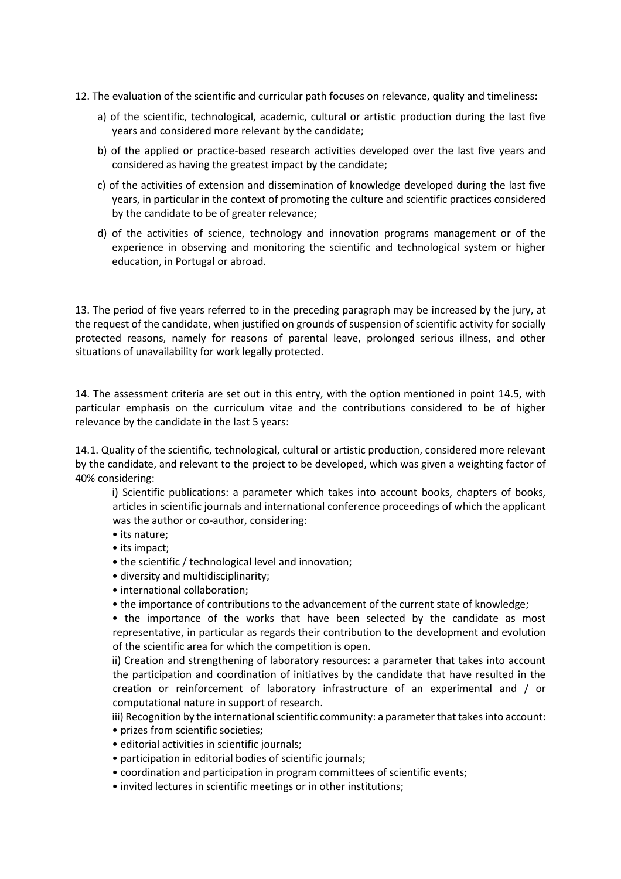12. The evaluation of the scientific and curricular path focuses on relevance, quality and timeliness:

a) of the scientific, technological, academic, cultural or artistic production during the last five years and considered more relevant by the candidate;

b) of the applied or practice-based research activities developed over the last five years and considered as having the greatest impact by the candidate;

c) of the activities of extension and dissemination of knowledge developed during the last five years, in particular in the context of promoting the culture and scientific practices considered by the candidate to be of greater relevance;

d) of the activities of science, technology and innovation programs management or of the experience in observing and monitoring the scientific and technological system or higher education, in Portugal or abroad.

13. The period of five years referred to in the preceding paragraph may be increased by the jury, at the request of the candidate, when justified on grounds of suspension of scientific activity for socially protected reasons, namely for reasons of parental leave, prolonged serious illness, and other situations of unavailability for work legally protected.

14. The assessment criteria are set out in this entry, with the option mentioned in point 14.5, with particular emphasis on the curriculum vitae and the contributions considered to be of higher relevance by the candidate in the last 5 years:

14.1. Quality of the scientific, technological, cultural or artistic production, considered more relevant by the candidate, and relevant to the project to be developed, which was given a weighting factor of 40% considering:

i) Scientific publications: a parameter which takes into account books, chapters of books, articles in scientific journals and international conference proceedings of which the applicant was the author or co-author, considering:

- its nature;
- its impact;
- the scientific / technological level and innovation;
- diversity and multidisciplinarity;
- international collaboration;
- the importance of contributions to the advancement of the current state of knowledge;
- the importance of the works that have been selected by the candidate as most representative, in particular as regards their contribution to the development and evolution of the scientific area for which the competition is open.

ii) Creation and strengthening of laboratory resources: a parameter that takes into account the participation and coordination of initiatives by the candidate that have resulted in the creation or reinforcement of laboratory infrastructure of an experimental and / or computational nature in support of research.

iii) Recognition by the international scientific community: a parameter that takes into account:

- prizes from scientific societies;
- editorial activities in scientific journals;
- participation in editorial bodies of scientific journals;
- coordination and participation in program committees of scientific events;
- invited lectures in scientific meetings or in other institutions;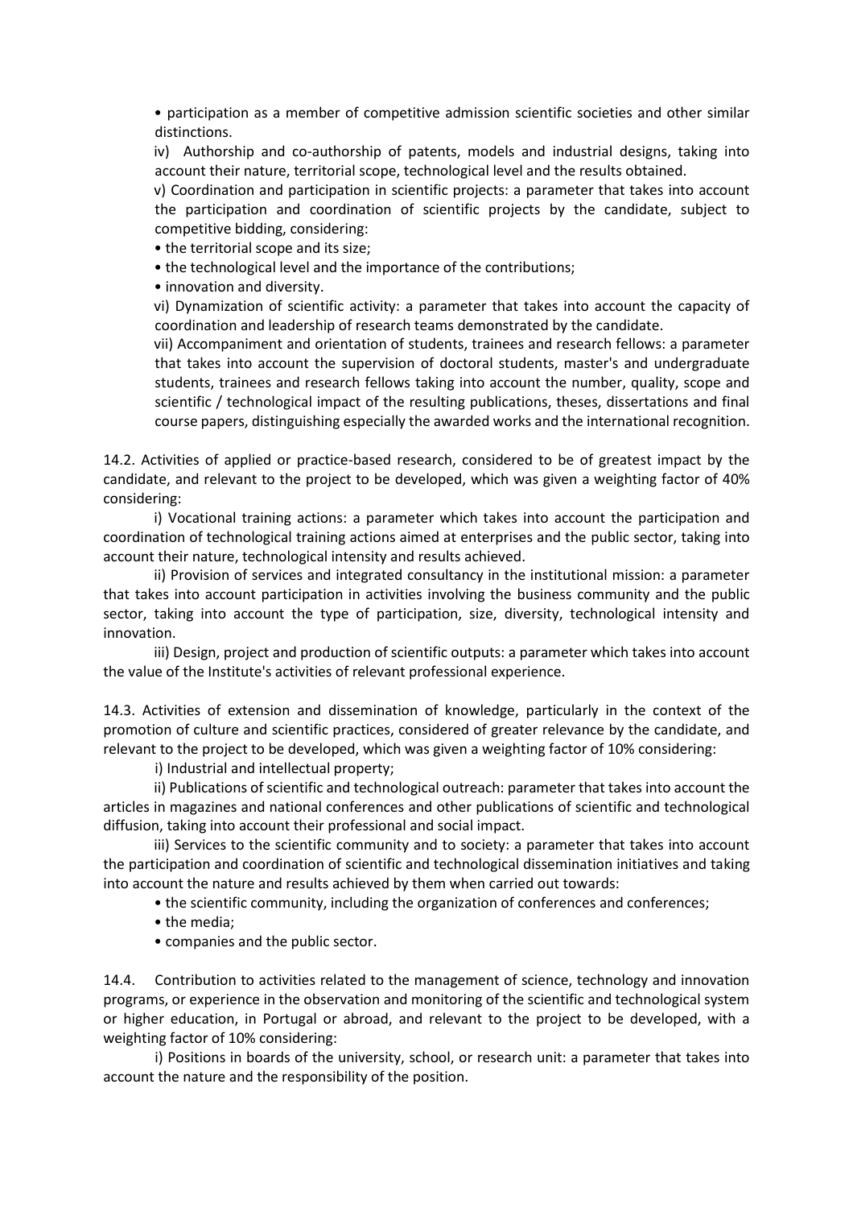- participation as a member of competitive admission scientific societies and other similar distinctions.

iv) Authorship and co-authorship of patents, models and industrial designs, taking into account their nature, territorial scope, technological level and the results obtained.

v) Coordination and participation in scientific projects: a parameter that takes into account the participation and coordination of scientific projects by the candidate, subject to competitive bidding, considering:

- the territorial scope and its size;
- the technological level and the importance of the contributions;
- innovation and diversity.

vi) Dynamization of scientific activity: a parameter that takes into account the capacity of coordination and leadership of research teams demonstrated by the candidate.

vii) Accompaniment and orientation of students, trainees and research fellows: a parameter that takes into account the supervision of doctoral students, master's and undergraduate students, trainees and research fellows taking into account the number, quality, scope and scientific / technological impact of the resulting publications, theses, dissertations and final course papers, distinguishing especially the awarded works and the international recognition.

14.2. Activities of applied or practice-based research, considered to be of greatest impact by the candidate, and relevant to the project to be developed, which was given a weighting factor of 40% considering:

i) Vocational training actions: a parameter which takes into account the participation and coordination of technological training actions aimed at enterprises and the public sector, taking into account their nature, technological intensity and results achieved.

ii) Provision of services and integrated consultancy in the institutional mission: a parameter that takes into account participation in activities involving the business community and the public sector, taking into account the type of participation, size, diversity, technological intensity and innovation.

iii) Design, project and production of scientific outputs: a parameter which takes into account the value of the Institute's activities of relevant professional experience.

14.3. Activities of extension and dissemination of knowledge, particularly in the context of the promotion of culture and scientific practices, considered of greater relevance by the candidate, and relevant to the project to be developed, which was given a weighting factor of 10% considering:

i) Industrial and intellectual property;

ii) Publications of scientific and technological outreach: parameter that takes into account the articles in magazines and national conferences and other publications of scientific and technological diffusion, taking into account their professional and social impact.

iii) Services to the scientific community and to society: a parameter that takes into account the participation and coordination of scientific and technological dissemination initiatives and taking into account the nature and results achieved by them when carried out towards:

- the scientific community, including the organization of conferences and conferences;
- the media;
- companies and the public sector.

14.4. Contribution to activities related to the management of science, technology and innovation programs, or experience in the observation and monitoring of the scientific and technological system or higher education, in Portugal or abroad, and relevant to the project to be developed, with a weighting factor of 10% considering:

i) Positions in boards of the university, school, or research unit: a parameter that takes into account the nature and the responsibility of the position.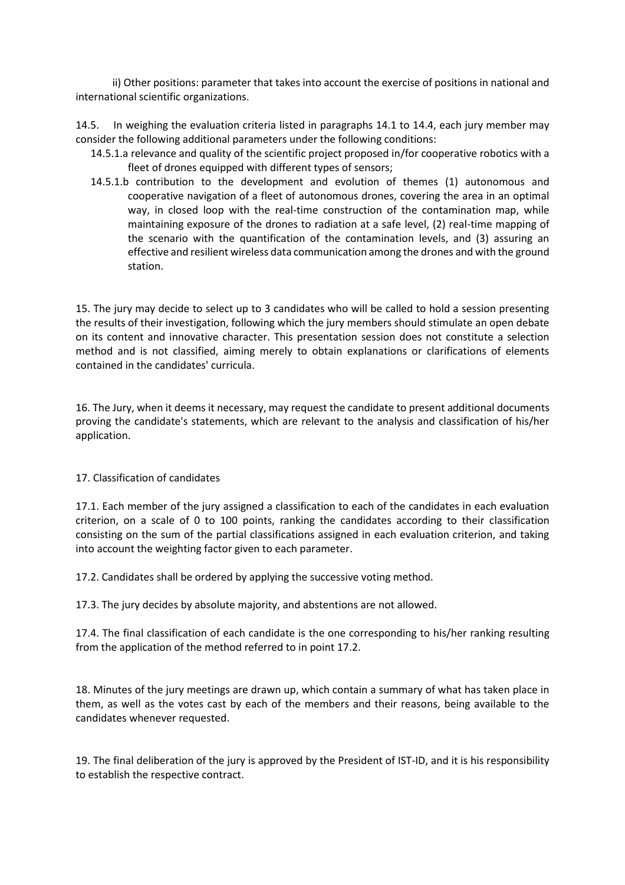ii) Other positions: parameter that takes into account the exercise of positions in national and international scientific organizations.

14.5. In weighing the evaluation criteria listed in paragraphs 14.1 to 14.4, each jury member may consider the following additional parameters under the following conditions:

14.5.1.a relevance and quality of the scientific project proposed in/for cooperative robotics with a fleet of drones equipped with different types of sensors;

14.5.1.b contribution to the development and evolution of themes (1) autonomous and cooperative navigation of a fleet of autonomous drones, covering the area in an optimal way, in closed loop with the real-time construction of the contamination map, while maintaining exposure of the drones to radiation at a safe level, (2) real-time mapping of the scenario with the quantification of the contamination levels, and (3) assuring an effective and resilient wireless data communication among the drones and with the ground station.

15. The jury may decide to select up to 3 candidates who will be called to hold a session presenting the results of their investigation, following which the jury members should stimulate an open debate on its content and innovative character. This presentation session does not constitute a selection method and is not classified, aiming merely to obtain explanations or clarifications of elements contained in the candidates' curricula.

16. The Jury, when it deems it necessary, may request the candidate to present additional documents proving the candidate's statements, which are relevant to the analysis and classification of his/her application.

17. Classification of candidates

17.1. Each member of the jury assigned a classification to each of the candidates in each evaluation criterion, on a scale of 0 to 100 points, ranking the candidates according to their classification consisting on the sum of the partial classifications assigned in each evaluation criterion, and taking into account the weighting factor given to each parameter.

17.2. Candidates shall be ordered by applying the successive voting method.

17.3. The jury decides by absolute majority, and abstentions are not allowed.

17.4. The final classification of each candidate is the one corresponding to his/her ranking resulting from the application of the method referred to in point 17.2.

18. Minutes of the jury meetings are drawn up, which contain a summary of what has taken place in them, as well as the votes cast by each of the members and their reasons, being available to the candidates whenever requested.

19. The final deliberation of the jury is approved by the President of IST-ID, and it is his responsibility to establish the respective contract.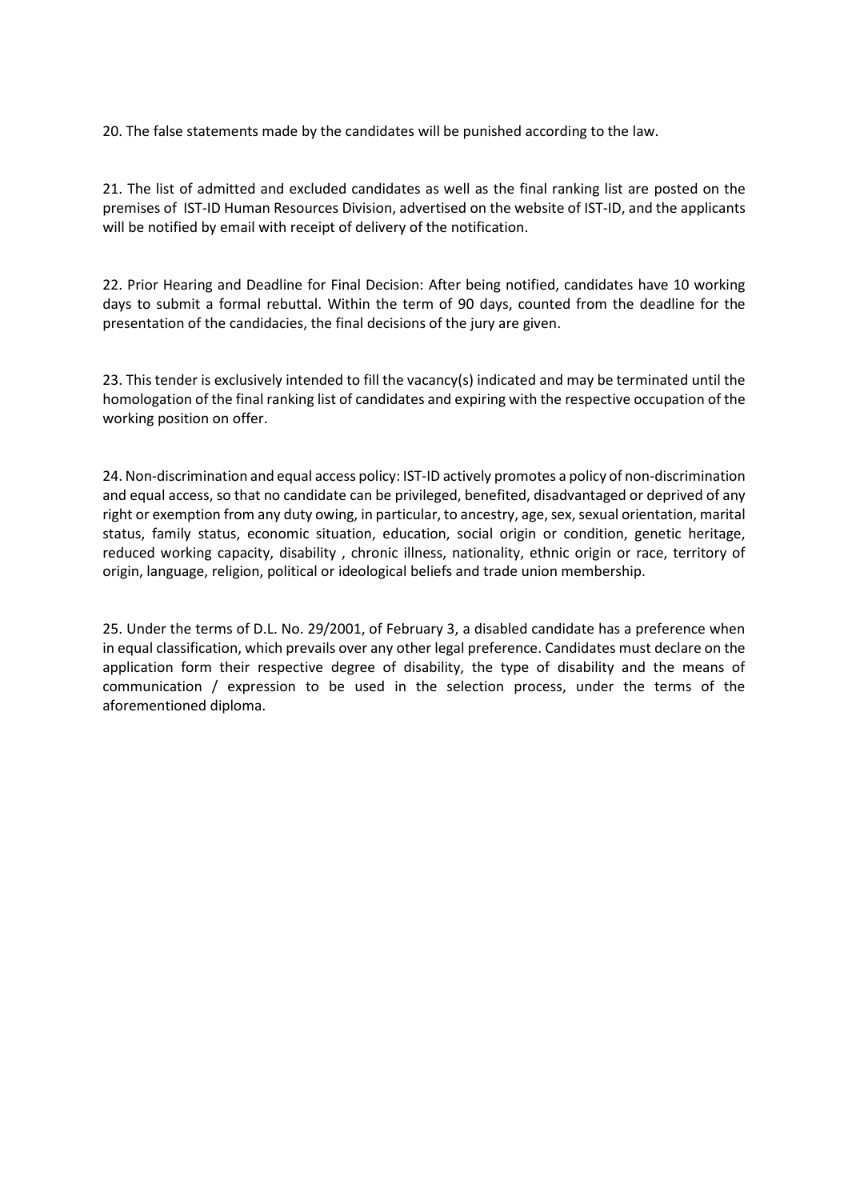20. The false statements made by the candidates will be punished according to the law.

21. The list of admitted and excluded candidates as well as the final ranking list are posted on the premises of IST-ID Human Resources Division, advertised on the website of IST-ID, and the applicants will be notified by email with receipt of delivery of the notification.

22. Prior Hearing and Deadline for Final Decision: After being notified, candidates have 10 working days to submit a formal rebuttal. Within the term of 90 days, counted from the deadline for the presentation of the candidacies, the final decisions of the jury are given.

23. This tender is exclusively intended to fill the vacancy(s) indicated and may be terminated until the homologation of the final ranking list of candidates and expiring with the respective occupation of the working position on offer.

24. Non-discrimination and equal access policy: IST-ID actively promotes a policy of non-discrimination and equal access, so that no candidate can be privileged, benefited, disadvantaged or deprived of any right or exemption from any duty owing, in particular, to ancestry, age, sex, sexual orientation, marital status, family status, economic situation, education, social origin or condition, genetic heritage, reduced working capacity, disability , chronic illness, nationality, ethnic origin or race, territory of origin, language, religion, political or ideological beliefs and trade union membership.

25. Under the terms of D.L. No. 29/2001, of February 3, a disabled candidate has a preference when in equal classification, which prevails over any other legal preference. Candidates must declare on the application form their respective degree of disability, the type of disability and the means of communication / expression to be used in the selection process, under the terms of the aforementioned diploma.